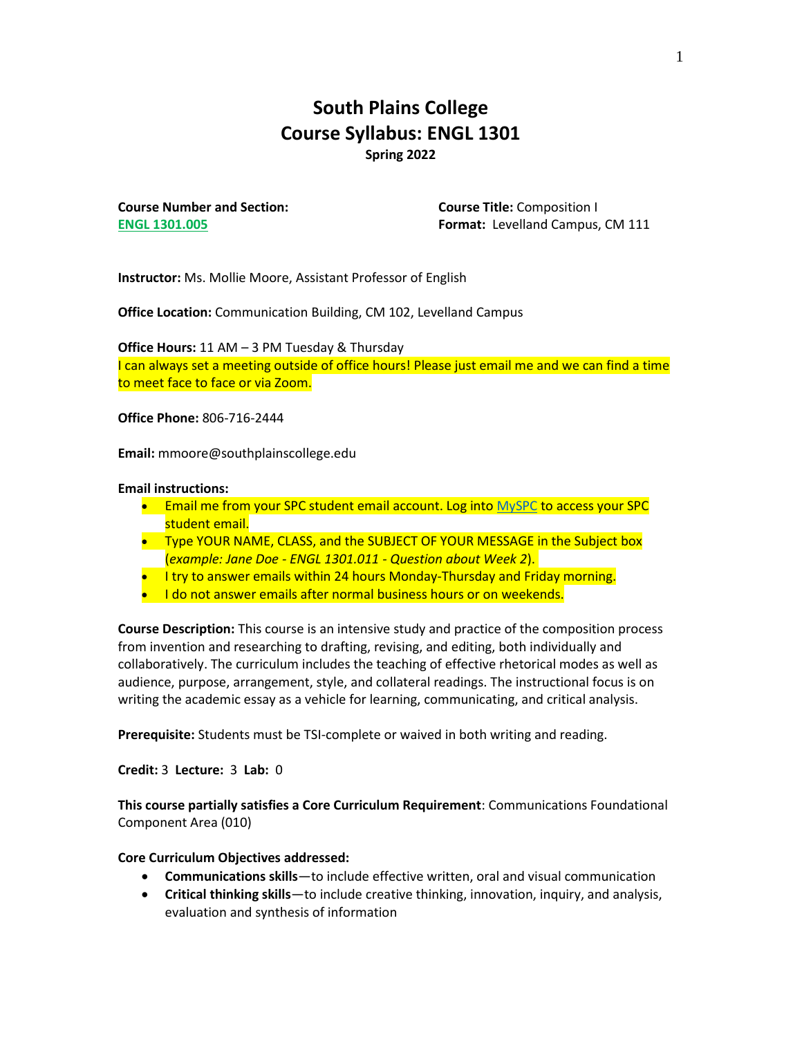# South Plains College
# Course Syllabus: ENGL 1301
### Spring 2022

**Course Number and Section:** ENGL 1301.005

**Course Title:** Composition I
**Format:** Levelland Campus, CM 111

**Instructor:** Ms. Mollie Moore, Assistant Professor of English

**Office Location:** Communication Building, CM 102, Levelland Campus

**Office Hours:** 11 AM – 3 PM Tuesday & Thursday
I can always set a meeting outside of office hours! Please just email me and we can find a time to meet face to face or via Zoom.

**Office Phone:** 806-716-2444

**Email:** mmoore@southplainscollege.edu

**Email instructions:**

- Email me from your SPC student email account. Log into MySPC to access your SPC student email.
- Type YOUR NAME, CLASS, and the SUBJECT OF YOUR MESSAGE in the Subject box (*example: Jane Doe - ENGL 1301.011 - Question about Week 2*).
- I try to answer emails within 24 hours Monday-Thursday and Friday morning.
- I do not answer emails after normal business hours or on weekends.

**Course Description:** This course is an intensive study and practice of the composition process from invention and researching to drafting, revising, and editing, both individually and collaboratively. The curriculum includes the teaching of effective rhetorical modes as well as audience, purpose, arrangement, style, and collateral readings. The instructional focus is on writing the academic essay as a vehicle for learning, communicating, and critical analysis.

**Prerequisite:** Students must be TSI-complete or waived in both writing and reading.

**Credit:** 3 **Lecture:** 3 **Lab:** 0

**This course partially satisfies a Core Curriculum Requirement**: Communications Foundational Component Area (010)

**Core Curriculum Objectives addressed:**

- **Communications skills**—to include effective written, oral and visual communication
- **Critical thinking skills**—to include creative thinking, innovation, inquiry, and analysis, evaluation and synthesis of information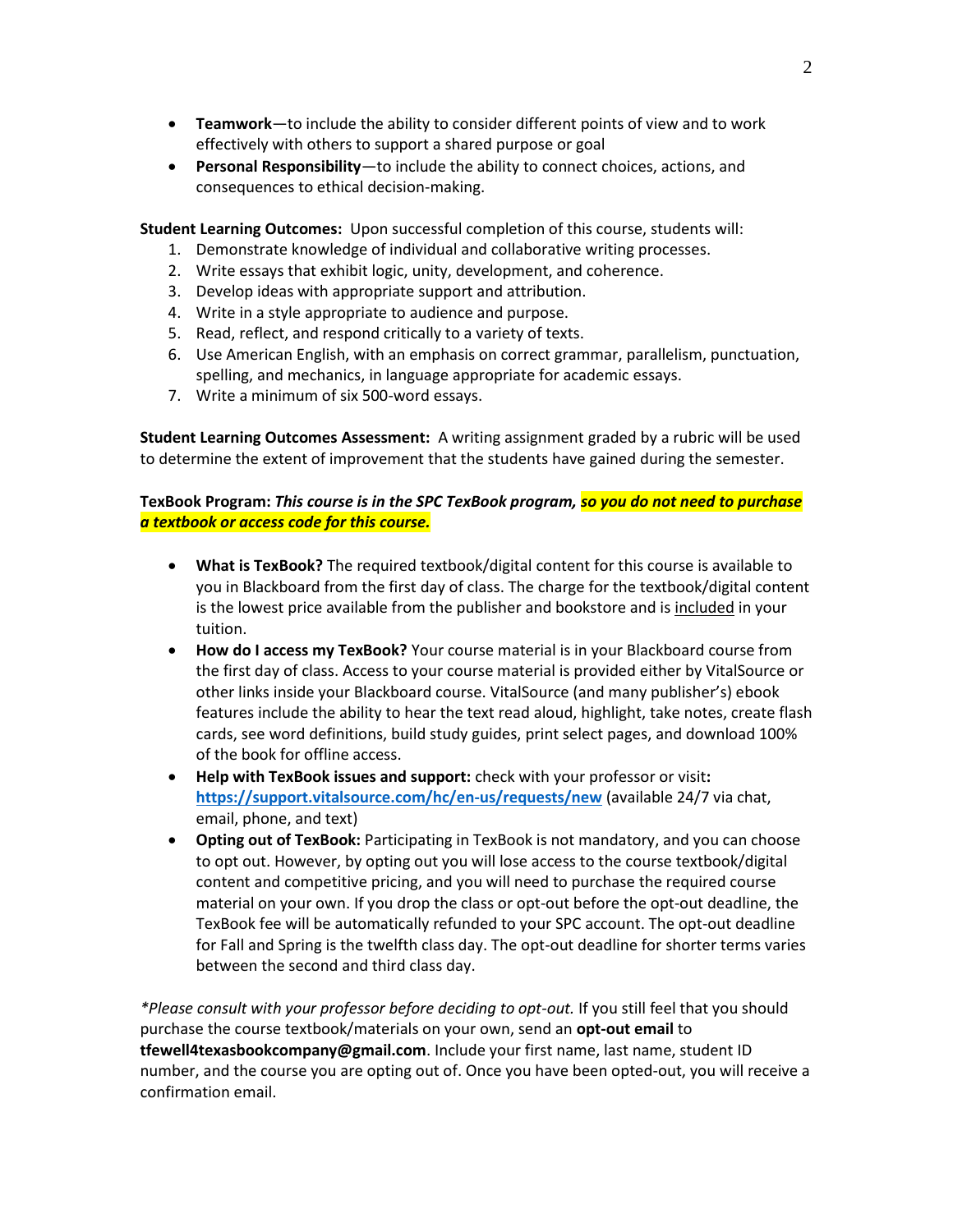- **Teamwork**—to include the ability to consider different points of view and to work effectively with others to support a shared purpose or goal
- **Personal Responsibility**—to include the ability to connect choices, actions, and consequences to ethical decision-making.

**Student Learning Outcomes:** Upon successful completion of this course, students will:

1. Demonstrate knowledge of individual and collaborative writing processes.
2. Write essays that exhibit logic, unity, development, and coherence.
3. Develop ideas with appropriate support and attribution.
4. Write in a style appropriate to audience and purpose.
5. Read, reflect, and respond critically to a variety of texts.
6. Use American English, with an emphasis on correct grammar, parallelism, punctuation, spelling, and mechanics, in language appropriate for academic essays.
7. Write a minimum of six 500-word essays.

**Student Learning Outcomes Assessment:** A writing assignment graded by a rubric will be used to determine the extent of improvement that the students have gained during the semester.

**TexBook Program: *This course is in the SPC TexBook program, so you do not need to purchase a textbook or access code for this course.***

- **What is TexBook?** The required textbook/digital content for this course is available to you in Blackboard from the first day of class. The charge for the textbook/digital content is the lowest price available from the publisher and bookstore and is included in your tuition.
- **How do I access my TexBook?** Your course material is in your Blackboard course from the first day of class. Access to your course material is provided either by VitalSource or other links inside your Blackboard course. VitalSource (and many publisher's) ebook features include the ability to hear the text read aloud, highlight, take notes, create flash cards, see word definitions, build study guides, print select pages, and download 100% of the book for offline access.
- **Help with TexBook issues and support:** check with your professor or visit**:** **https://support.vitalsource.com/hc/en-us/requests/new** (available 24/7 via chat, email, phone, and text)
- **Opting out of TexBook:** Participating in TexBook is not mandatory, and you can choose to opt out. However, by opting out you will lose access to the course textbook/digital content and competitive pricing, and you will need to purchase the required course material on your own. If you drop the class or opt-out before the opt-out deadline, the TexBook fee will be automatically refunded to your SPC account. The opt-out deadline for Fall and Spring is the twelfth class day. The opt-out deadline for shorter terms varies between the second and third class day.

*\*Please consult with your professor before deciding to opt-out.* If you still feel that you should purchase the course textbook/materials on your own, send an **opt-out email** to **tfewell4texasbookcompany@gmail.com**. Include your first name, last name, student ID number, and the course you are opting out of. Once you have been opted-out, you will receive a confirmation email.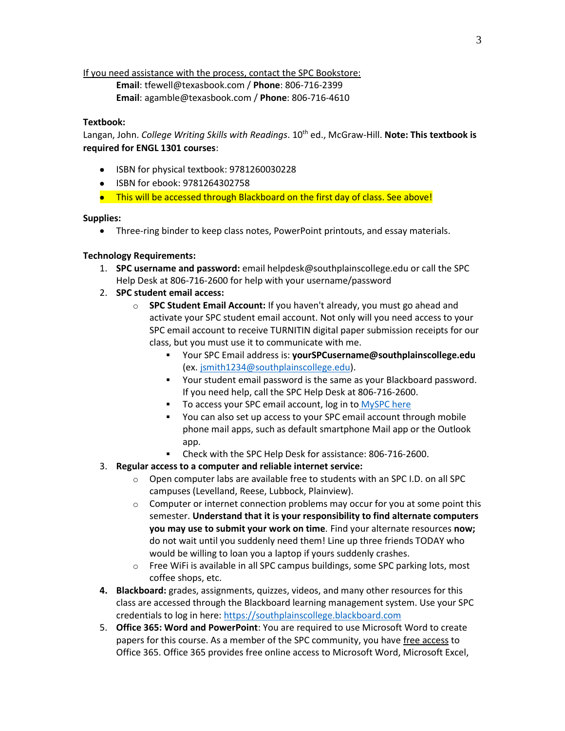<u>If you need assistance with the process, contact the SPC Bookstore:</u>

**Email**: tfewell@texasbook.com / **Phone**: 806-716-2399
**Email**: agamble@texasbook.com / **Phone**: 806-716-4610

**Textbook:**
Langan, John. *College Writing Skills with Readings*. 10th ed., McGraw-Hill. **Note: This textbook is required for ENGL 1301 courses**:

- ISBN for physical textbook: 9781260030228
- ISBN for ebook: 9781264302758
- This will be accessed through Blackboard on the first day of class. See above!

**Supplies:**

- Three-ring binder to keep class notes, PowerPoint printouts, and essay materials.

**Technology Requirements:**

1. **SPC username and password:** email helpdesk@southplainscollege.edu or call the SPC Help Desk at 806-716-2600 for help with your username/password
2. **SPC student email access:**
   - **SPC Student Email Account:** If you haven't already, you must go ahead and activate your SPC student email account. Not only will you need access to your SPC email account to receive TURNITIN digital paper submission receipts for our class, but you must use it to communicate with me.
     - Your SPC Email address is: **yourSPCusername@southplainscollege.edu** (ex. jsmith1234@southplainscollege.edu).
     - Your student email password is the same as your Blackboard password. If you need help, call the SPC Help Desk at 806-716-2600.
     - To access your SPC email account, log in to MySPC here
     - You can also set up access to your SPC email account through mobile phone mail apps, such as default smartphone Mail app or the Outlook app.
     - Check with the SPC Help Desk for assistance: 806-716-2600.
3. **Regular access to a computer and reliable internet service:**
   - Open computer labs are available free to students with an SPC I.D. on all SPC campuses (Levelland, Reese, Lubbock, Plainview).
   - Computer or internet connection problems may occur for you at some point this semester. **Understand that it is your responsibility to find alternate computers you may use to submit your work on time**. Find your alternate resources **now;** do not wait until you suddenly need them! Line up three friends TODAY who would be willing to loan you a laptop if yours suddenly crashes.
   - Free WiFi is available in all SPC campus buildings, some SPC parking lots, most coffee shops, etc.
4. **Blackboard:** grades, assignments, quizzes, videos, and many other resources for this class are accessed through the Blackboard learning management system. Use your SPC credentials to log in here: https://southplainscollege.blackboard.com
5. **Office 365: Word and PowerPoint**: You are required to use Microsoft Word to create papers for this course. As a member of the SPC community, you have <u>free access</u> to Office 365. Office 365 provides free online access to Microsoft Word, Microsoft Excel,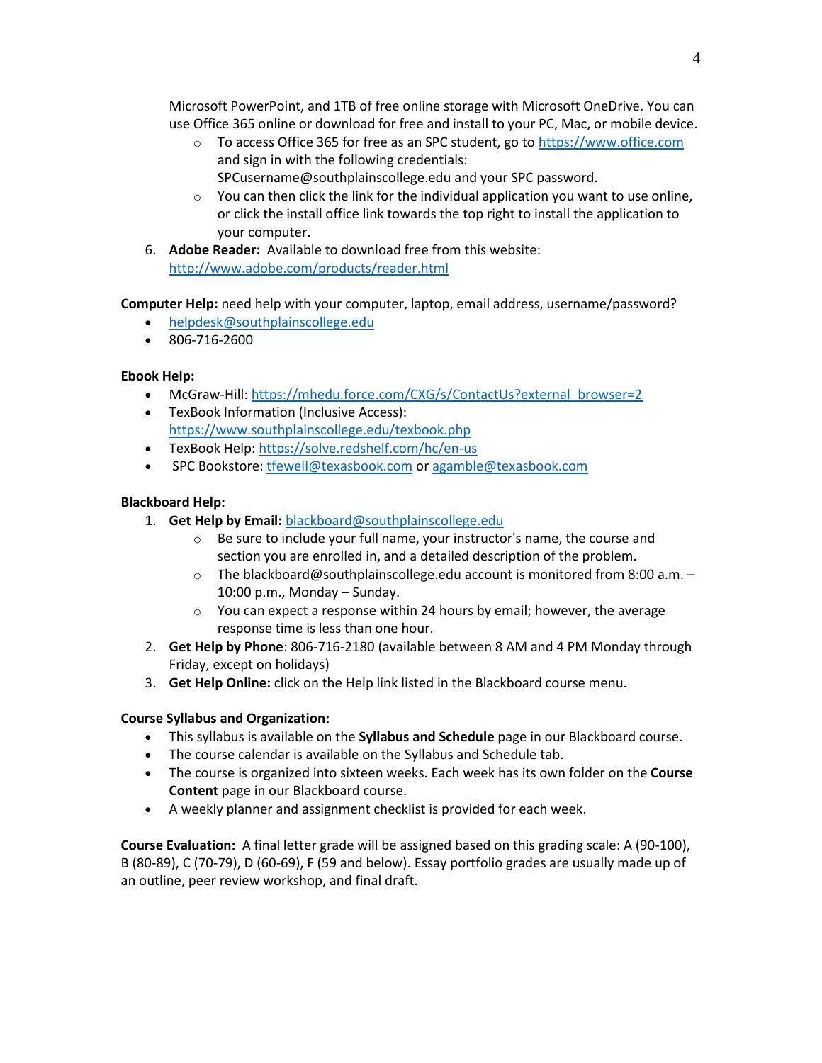Microsoft PowerPoint, and 1TB of free online storage with Microsoft OneDrive. You can use Office 365 online or download for free and install to your PC, Mac, or mobile device.

- To access Office 365 for free as an SPC student, go to https://www.office.com and sign in with the following credentials: SPCusername@southplainscollege.edu and your SPC password.
- You can then click the link for the individual application you want to use online, or click the install office link towards the top right to install the application to your computer.

6. **Adobe Reader:** Available to download free from this website: http://www.adobe.com/products/reader.html

**Computer Help:** need help with your computer, laptop, email address, username/password?

- helpdesk@southplainscollege.edu
- 806-716-2600

**Ebook Help:**

- McGraw-Hill: https://mhedu.force.com/CXG/s/ContactUs?external_browser=2
- TexBook Information (Inclusive Access): https://www.southplainscollege.edu/texbook.php
- TexBook Help: https://solve.redshelf.com/hc/en-us
- SPC Bookstore: tfewell@texasbook.com or agamble@texasbook.com

**Blackboard Help:**

1. **Get Help by Email:** blackboard@southplainscollege.edu
   - Be sure to include your full name, your instructor's name, the course and section you are enrolled in, and a detailed description of the problem.
   - The blackboard@southplainscollege.edu account is monitored from 8:00 a.m. – 10:00 p.m., Monday – Sunday.
   - You can expect a response within 24 hours by email; however, the average response time is less than one hour.
2. **Get Help by Phone**: 806-716-2180 (available between 8 AM and 4 PM Monday through Friday, except on holidays)
3. **Get Help Online:** click on the Help link listed in the Blackboard course menu.

**Course Syllabus and Organization:**

- This syllabus is available on the **Syllabus and Schedule** page in our Blackboard course.
- The course calendar is available on the Syllabus and Schedule tab.
- The course is organized into sixteen weeks. Each week has its own folder on the **Course Content** page in our Blackboard course.
- A weekly planner and assignment checklist is provided for each week.

**Course Evaluation:** A final letter grade will be assigned based on this grading scale: A (90-100), B (80-89), C (70-79), D (60-69), F (59 and below). Essay portfolio grades are usually made up of an outline, peer review workshop, and final draft.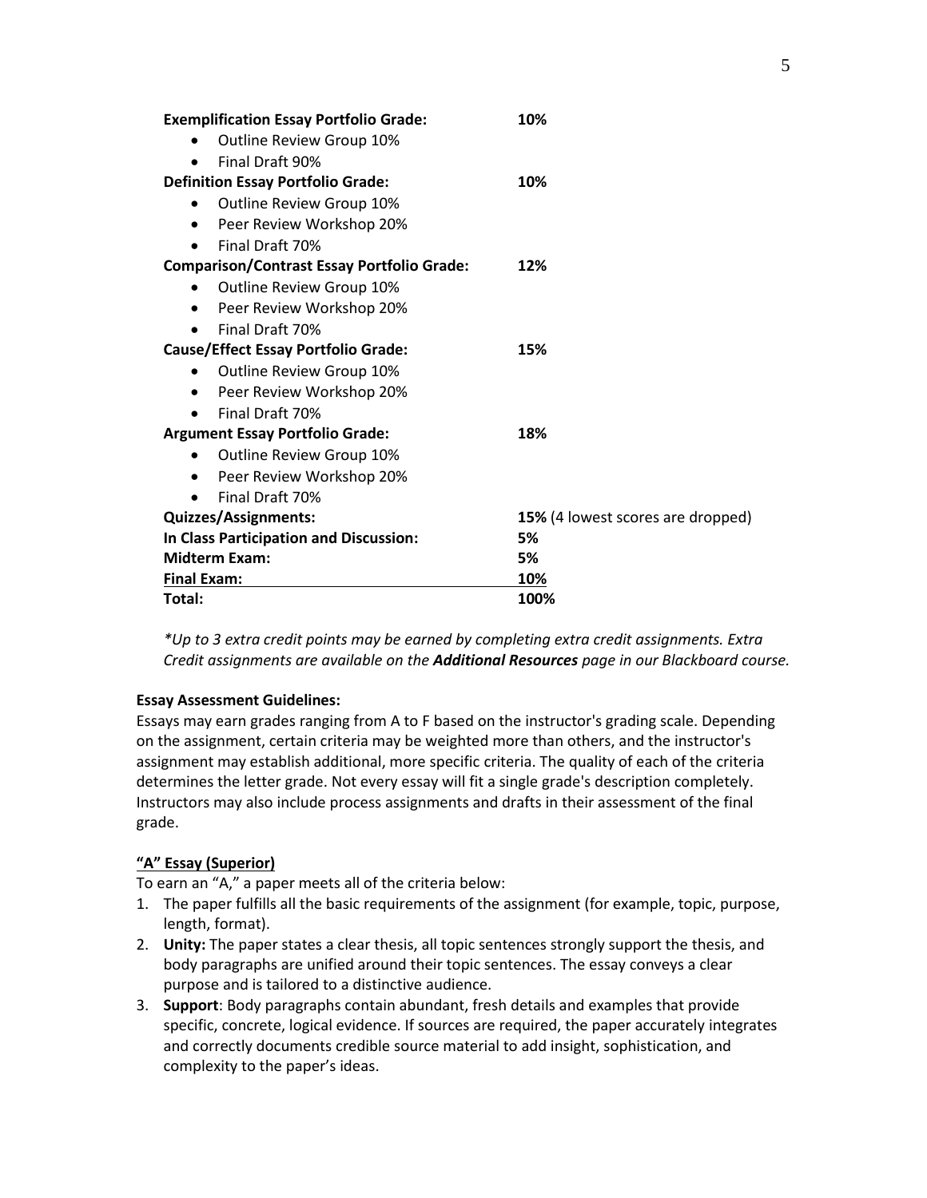**Exemplification Essay Portfolio Grade:** **10%**

- Outline Review Group 10%
- Final Draft 90%

**Definition Essay Portfolio Grade:** **10%**

- Outline Review Group 10%
- Peer Review Workshop 20%
- Final Draft 70%

**Comparison/Contrast Essay Portfolio Grade:** **12%**

- Outline Review Group 10%
- Peer Review Workshop 20%
- Final Draft 70%

**Cause/Effect Essay Portfolio Grade:** **15%**

- Outline Review Group 10%
- Peer Review Workshop 20%
- Final Draft 70%

**Argument Essay Portfolio Grade:** **18%**

- Outline Review Group 10%
- Peer Review Workshop 20%
- Final Draft 70%

**Quizzes/Assignments:** **15%** (4 lowest scores are dropped)

**In Class Participation and Discussion:** **5%**

**Midterm Exam:** **5%**

**Final Exam:** **10%**

**Total:** **100%**

*Up to 3 extra credit points may be earned by completing extra credit assignments. Extra Credit assignments are available on the **Additional Resources** page in our Blackboard course.*

**Essay Assessment Guidelines:**

Essays may earn grades ranging from A to F based on the instructor's grading scale. Depending on the assignment, certain criteria may be weighted more than others, and the instructor's assignment may establish additional, more specific criteria. The quality of each of the criteria determines the letter grade. Not every essay will fit a single grade's description completely. Instructors may also include process assignments and drafts in their assessment of the final grade.

**"A" Essay (Superior)**

To earn an "A," a paper meets all of the criteria below:

1. The paper fulfills all the basic requirements of the assignment (for example, topic, purpose, length, format).
2. **Unity:** The paper states a clear thesis, all topic sentences strongly support the thesis, and body paragraphs are unified around their topic sentences. The essay conveys a clear purpose and is tailored to a distinctive audience.
3. **Support**: Body paragraphs contain abundant, fresh details and examples that provide specific, concrete, logical evidence. If sources are required, the paper accurately integrates and correctly documents credible source material to add insight, sophistication, and complexity to the paper's ideas.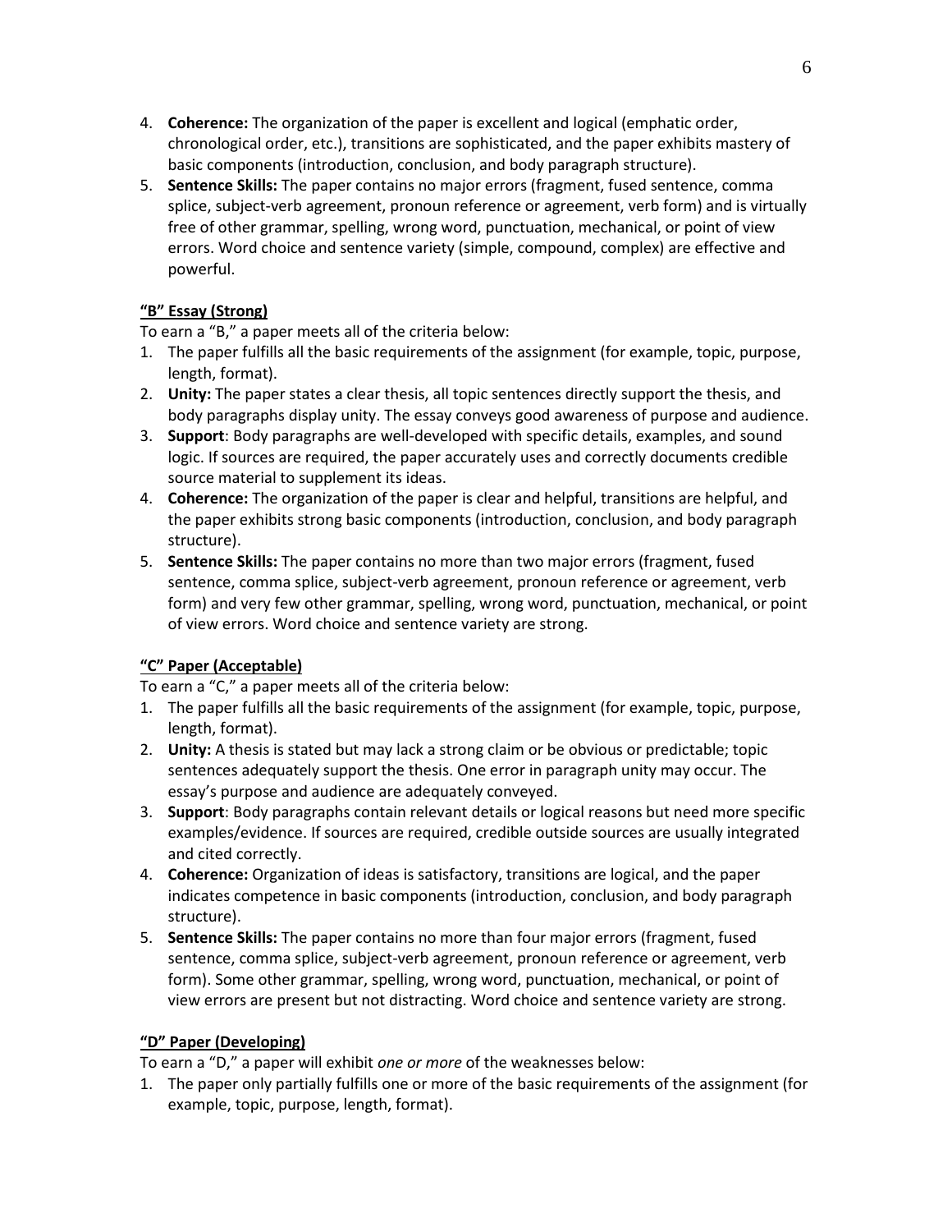4. **Coherence:** The organization of the paper is excellent and logical (emphatic order, chronological order, etc.), transitions are sophisticated, and the paper exhibits mastery of basic components (introduction, conclusion, and body paragraph structure).
5. **Sentence Skills:** The paper contains no major errors (fragment, fused sentence, comma splice, subject-verb agreement, pronoun reference or agreement, verb form) and is virtually free of other grammar, spelling, wrong word, punctuation, mechanical, or point of view errors. Word choice and sentence variety (simple, compound, complex) are effective and powerful.

**"B" Essay (Strong)**

To earn a "B," a paper meets all of the criteria below:

1. The paper fulfills all the basic requirements of the assignment (for example, topic, purpose, length, format).
2. **Unity:** The paper states a clear thesis, all topic sentences directly support the thesis, and body paragraphs display unity. The essay conveys good awareness of purpose and audience.
3. **Support**: Body paragraphs are well-developed with specific details, examples, and sound logic. If sources are required, the paper accurately uses and correctly documents credible source material to supplement its ideas.
4. **Coherence:** The organization of the paper is clear and helpful, transitions are helpful, and the paper exhibits strong basic components (introduction, conclusion, and body paragraph structure).
5. **Sentence Skills:** The paper contains no more than two major errors (fragment, fused sentence, comma splice, subject-verb agreement, pronoun reference or agreement, verb form) and very few other grammar, spelling, wrong word, punctuation, mechanical, or point of view errors. Word choice and sentence variety are strong.

**"C" Paper (Acceptable)**

To earn a "C," a paper meets all of the criteria below:

1. The paper fulfills all the basic requirements of the assignment (for example, topic, purpose, length, format).
2. **Unity:** A thesis is stated but may lack a strong claim or be obvious or predictable; topic sentences adequately support the thesis. One error in paragraph unity may occur. The essay's purpose and audience are adequately conveyed.
3. **Support**: Body paragraphs contain relevant details or logical reasons but need more specific examples/evidence. If sources are required, credible outside sources are usually integrated and cited correctly.
4. **Coherence:** Organization of ideas is satisfactory, transitions are logical, and the paper indicates competence in basic components (introduction, conclusion, and body paragraph structure).
5. **Sentence Skills:** The paper contains no more than four major errors (fragment, fused sentence, comma splice, subject-verb agreement, pronoun reference or agreement, verb form). Some other grammar, spelling, wrong word, punctuation, mechanical, or point of view errors are present but not distracting. Word choice and sentence variety are strong.

**"D" Paper (Developing)**

To earn a "D," a paper will exhibit *one or more* of the weaknesses below:

1. The paper only partially fulfills one or more of the basic requirements of the assignment (for example, topic, purpose, length, format).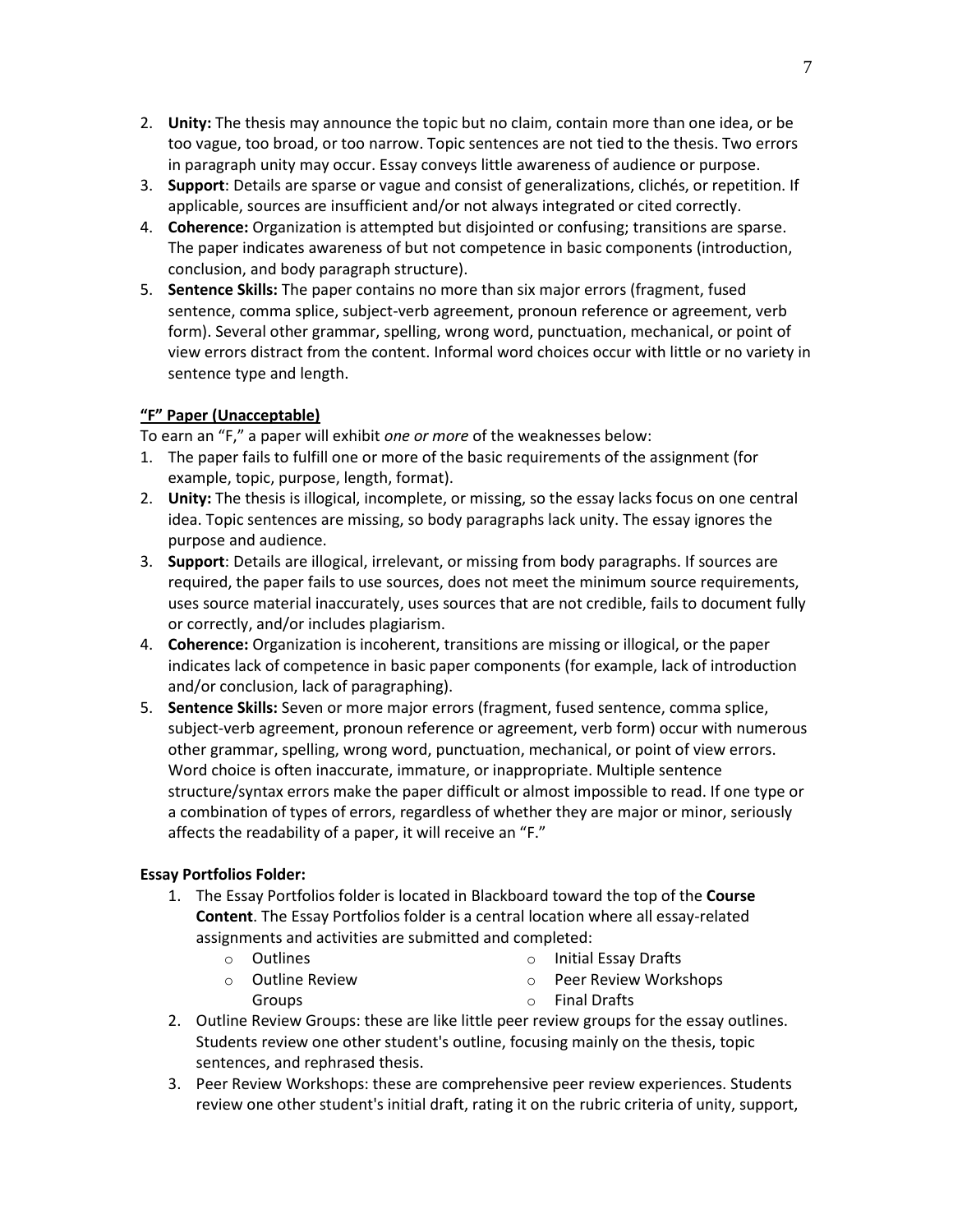2. **Unity:** The thesis may announce the topic but no claim, contain more than one idea, or be too vague, too broad, or too narrow. Topic sentences are not tied to the thesis. Two errors in paragraph unity may occur. Essay conveys little awareness of audience or purpose.
3. **Support**: Details are sparse or vague and consist of generalizations, clichés, or repetition. If applicable, sources are insufficient and/or not always integrated or cited correctly.
4. **Coherence:** Organization is attempted but disjointed or confusing; transitions are sparse. The paper indicates awareness of but not competence in basic components (introduction, conclusion, and body paragraph structure).
5. **Sentence Skills:** The paper contains no more than six major errors (fragment, fused sentence, comma splice, subject-verb agreement, pronoun reference or agreement, verb form). Several other grammar, spelling, wrong word, punctuation, mechanical, or point of view errors distract from the content. Informal word choices occur with little or no variety in sentence type and length.

**<u>"F" Paper (Unacceptable)</u>**

To earn an "F," a paper will exhibit *one or more* of the weaknesses below:

1. The paper fails to fulfill one or more of the basic requirements of the assignment (for example, topic, purpose, length, format).
2. **Unity:** The thesis is illogical, incomplete, or missing, so the essay lacks focus on one central idea. Topic sentences are missing, so body paragraphs lack unity. The essay ignores the purpose and audience.
3. **Support**: Details are illogical, irrelevant, or missing from body paragraphs. If sources are required, the paper fails to use sources, does not meet the minimum source requirements, uses source material inaccurately, uses sources that are not credible, fails to document fully or correctly, and/or includes plagiarism.
4. **Coherence:** Organization is incoherent, transitions are missing or illogical, or the paper indicates lack of competence in basic paper components (for example, lack of introduction and/or conclusion, lack of paragraphing).
5. **Sentence Skills:** Seven or more major errors (fragment, fused sentence, comma splice, subject-verb agreement, pronoun reference or agreement, verb form) occur with numerous other grammar, spelling, wrong word, punctuation, mechanical, or point of view errors. Word choice is often inaccurate, immature, or inappropriate. Multiple sentence structure/syntax errors make the paper difficult or almost impossible to read. If one type or a combination of types of errors, regardless of whether they are major or minor, seriously affects the readability of a paper, it will receive an "F."

**Essay Portfolios Folder:**

1. The Essay Portfolios folder is located in Blackboard toward the top of the **Course Content**. The Essay Portfolios folder is a central location where all essay-related assignments and activities are submitted and completed:
   - Outlines
   - Outline Review Groups
   - Initial Essay Drafts
   - Peer Review Workshops
   - Final Drafts
2. Outline Review Groups: these are like little peer review groups for the essay outlines. Students review one other student's outline, focusing mainly on the thesis, topic sentences, and rephrased thesis.
3. Peer Review Workshops: these are comprehensive peer review experiences. Students review one other student's initial draft, rating it on the rubric criteria of unity, support,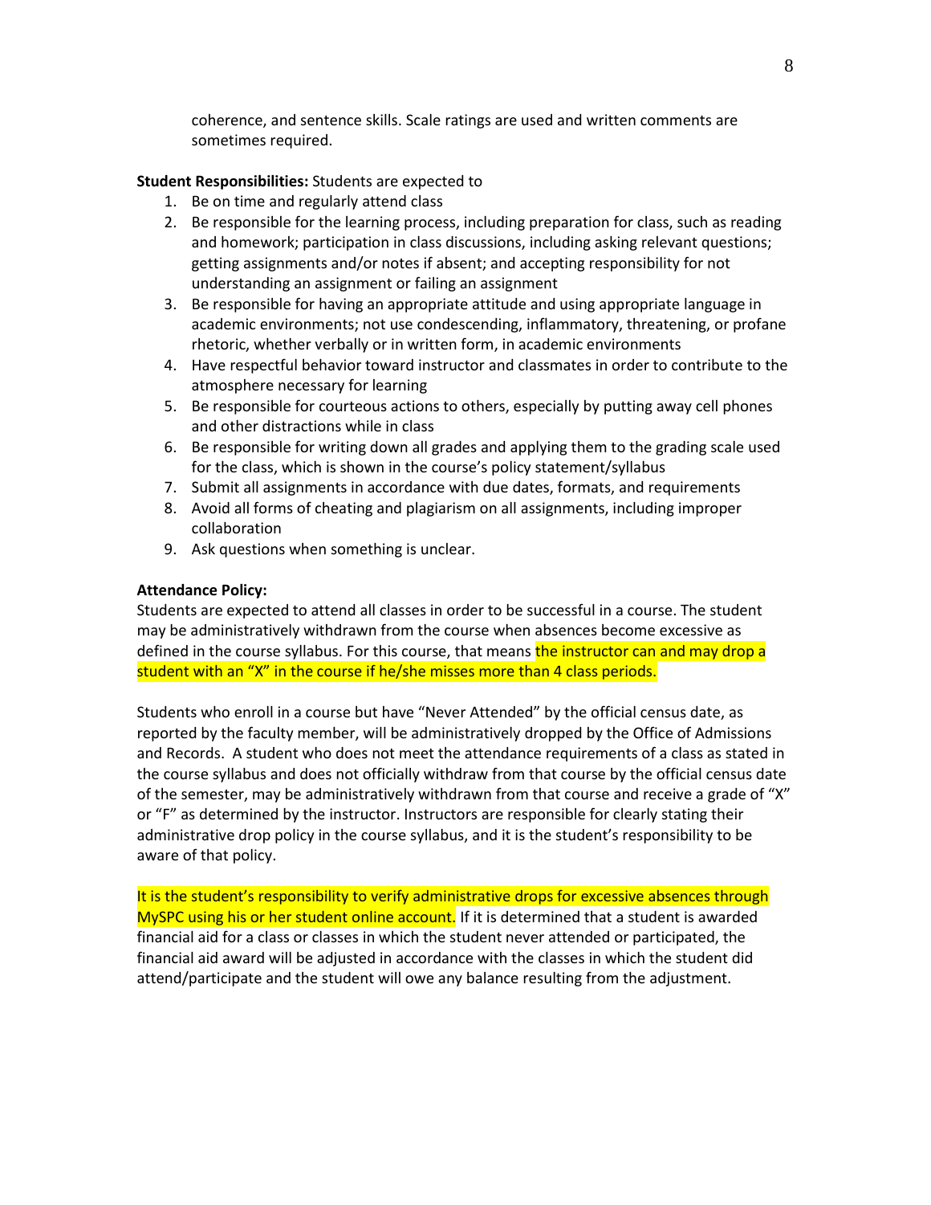coherence, and sentence skills. Scale ratings are used and written comments are sometimes required.

**Student Responsibilities:** Students are expected to

1. Be on time and regularly attend class
2. Be responsible for the learning process, including preparation for class, such as reading and homework; participation in class discussions, including asking relevant questions; getting assignments and/or notes if absent; and accepting responsibility for not understanding an assignment or failing an assignment
3. Be responsible for having an appropriate attitude and using appropriate language in academic environments; not use condescending, inflammatory, threatening, or profane rhetoric, whether verbally or in written form, in academic environments
4. Have respectful behavior toward instructor and classmates in order to contribute to the atmosphere necessary for learning
5. Be responsible for courteous actions to others, especially by putting away cell phones and other distractions while in class
6. Be responsible for writing down all grades and applying them to the grading scale used for the class, which is shown in the course's policy statement/syllabus
7. Submit all assignments in accordance with due dates, formats, and requirements
8. Avoid all forms of cheating and plagiarism on all assignments, including improper collaboration
9. Ask questions when something is unclear.

**Attendance Policy:**

Students are expected to attend all classes in order to be successful in a course. The student may be administratively withdrawn from the course when absences become excessive as defined in the course syllabus. For this course, that means the instructor can and may drop a student with an "X" in the course if he/she misses more than 4 class periods.

Students who enroll in a course but have "Never Attended" by the official census date, as reported by the faculty member, will be administratively dropped by the Office of Admissions and Records. A student who does not meet the attendance requirements of a class as stated in the course syllabus and does not officially withdraw from that course by the official census date of the semester, may be administratively withdrawn from that course and receive a grade of "X" or "F" as determined by the instructor. Instructors are responsible for clearly stating their administrative drop policy in the course syllabus, and it is the student's responsibility to be aware of that policy.

It is the student's responsibility to verify administrative drops for excessive absences through MySPC using his or her student online account. If it is determined that a student is awarded financial aid for a class or classes in which the student never attended or participated, the financial aid award will be adjusted in accordance with the classes in which the student did attend/participate and the student will owe any balance resulting from the adjustment.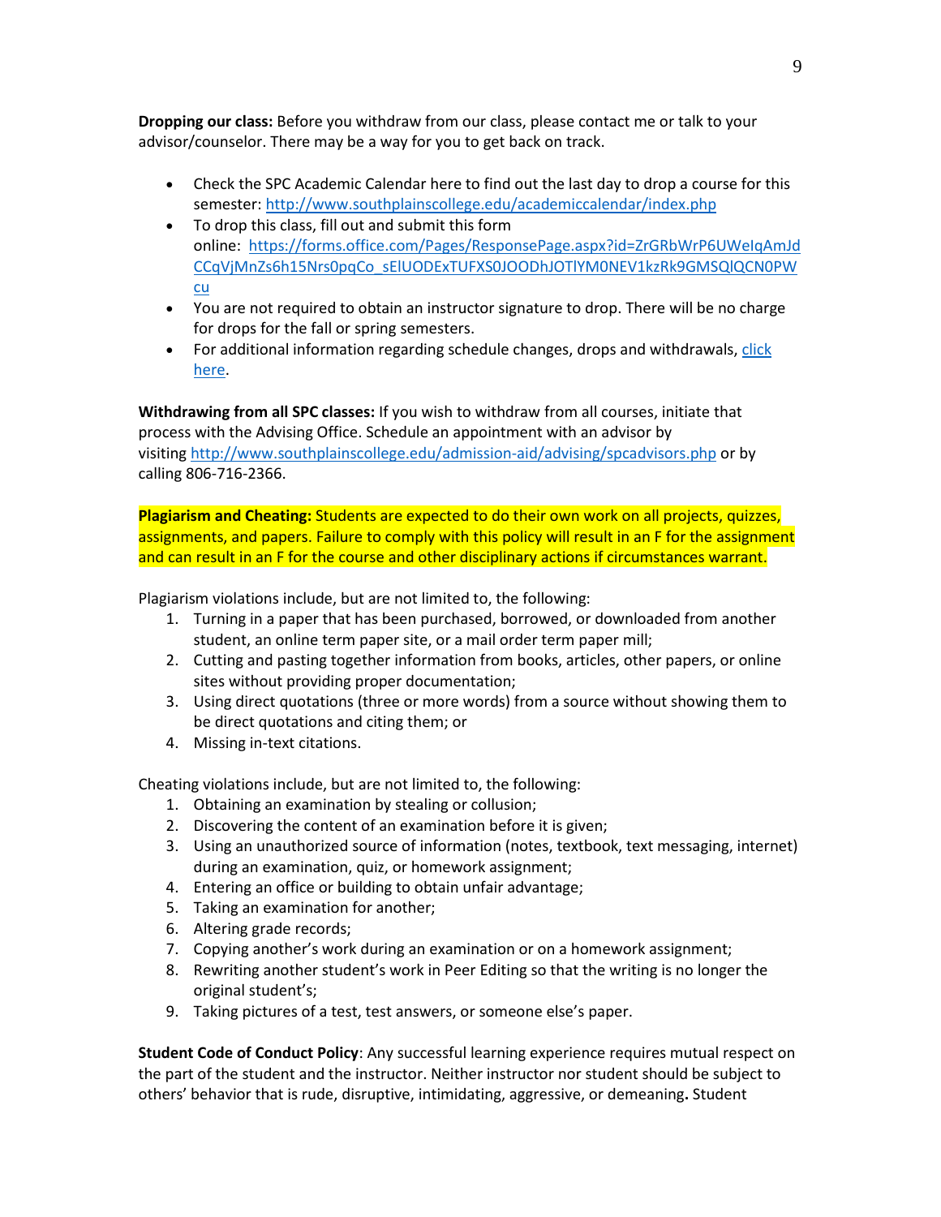**Dropping our class:** Before you withdraw from our class, please contact me or talk to your advisor/counselor. There may be a way for you to get back on track.

- Check the SPC Academic Calendar here to find out the last day to drop a course for this semester: http://www.southplainscollege.edu/academiccalendar/index.php
- To drop this class, fill out and submit this form online: https://forms.office.com/Pages/ResponsePage.aspx?id=ZrGRbWrP6UWeIqAmJdCCqVjMnZs6h15Nrs0pqCo_sElUODExTUFXS0JOODhJOTlYM0NEV1kzRk9GMSQlQCN0PWcu
- You are not required to obtain an instructor signature to drop. There will be no charge for drops for the fall or spring semesters.
- For additional information regarding schedule changes, drops and withdrawals, click here.

**Withdrawing from all SPC classes:** If you wish to withdraw from all courses, initiate that process with the Advising Office. Schedule an appointment with an advisor by visiting http://www.southplainscollege.edu/admission-aid/advising/spcadvisors.php or by calling 806-716-2366.

**Plagiarism and Cheating:** Students are expected to do their own work on all projects, quizzes, assignments, and papers. Failure to comply with this policy will result in an F for the assignment and can result in an F for the course and other disciplinary actions if circumstances warrant.

Plagiarism violations include, but are not limited to, the following:

1. Turning in a paper that has been purchased, borrowed, or downloaded from another student, an online term paper site, or a mail order term paper mill;
2. Cutting and pasting together information from books, articles, other papers, or online sites without providing proper documentation;
3. Using direct quotations (three or more words) from a source without showing them to be direct quotations and citing them; or
4. Missing in-text citations.

Cheating violations include, but are not limited to, the following:

1. Obtaining an examination by stealing or collusion;
2. Discovering the content of an examination before it is given;
3. Using an unauthorized source of information (notes, textbook, text messaging, internet) during an examination, quiz, or homework assignment;
4. Entering an office or building to obtain unfair advantage;
5. Taking an examination for another;
6. Altering grade records;
7. Copying another's work during an examination or on a homework assignment;
8. Rewriting another student's work in Peer Editing so that the writing is no longer the original student's;
9. Taking pictures of a test, test answers, or someone else's paper.

**Student Code of Conduct Policy**: Any successful learning experience requires mutual respect on the part of the student and the instructor. Neither instructor nor student should be subject to others' behavior that is rude, disruptive, intimidating, aggressive, or demeaning**.** Student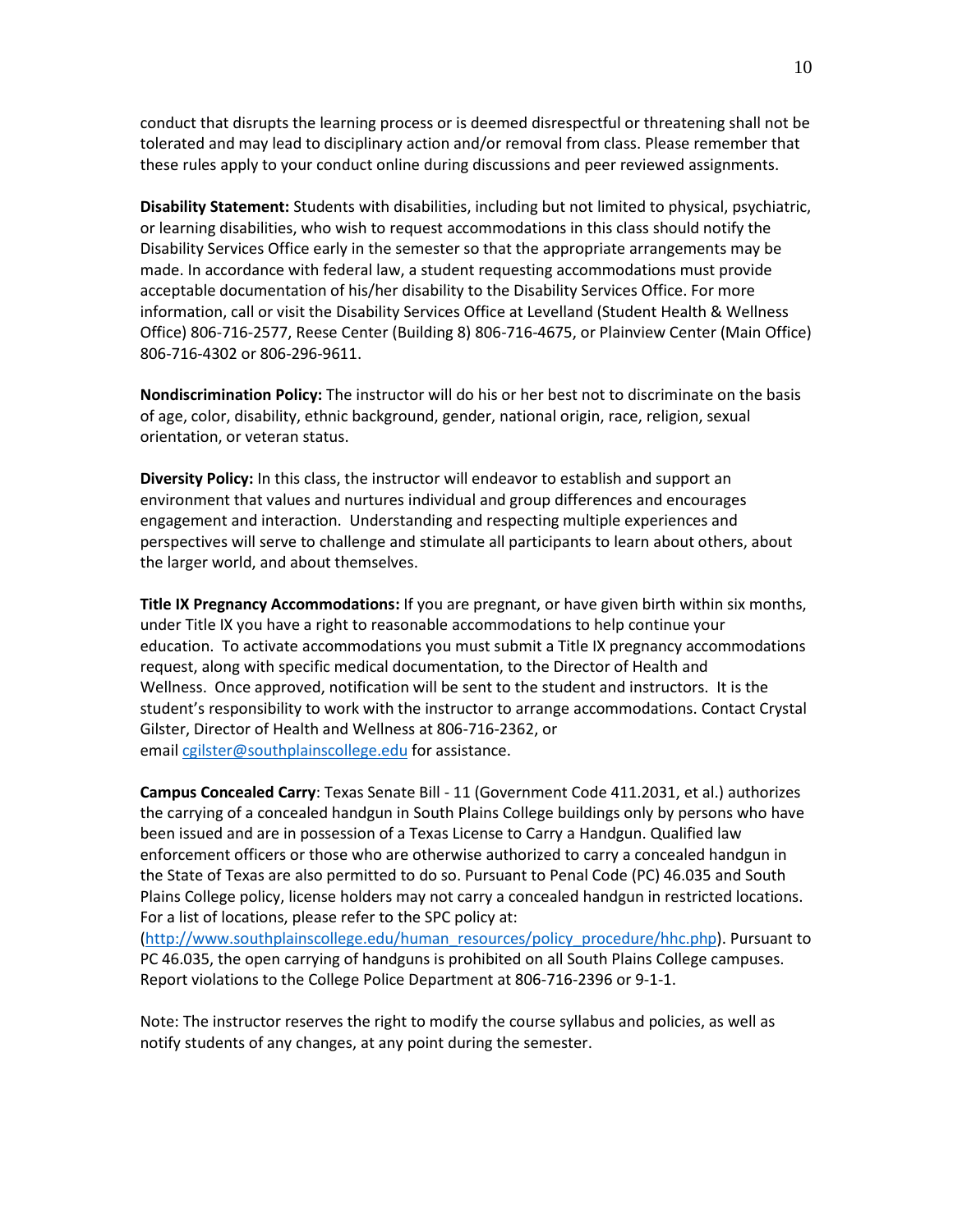conduct that disrupts the learning process or is deemed disrespectful or threatening shall not be tolerated and may lead to disciplinary action and/or removal from class. Please remember that these rules apply to your conduct online during discussions and peer reviewed assignments.

**Disability Statement:** Students with disabilities, including but not limited to physical, psychiatric, or learning disabilities, who wish to request accommodations in this class should notify the Disability Services Office early in the semester so that the appropriate arrangements may be made. In accordance with federal law, a student requesting accommodations must provide acceptable documentation of his/her disability to the Disability Services Office. For more information, call or visit the Disability Services Office at Levelland (Student Health & Wellness Office) 806-716-2577, Reese Center (Building 8) 806-716-4675, or Plainview Center (Main Office) 806-716-4302 or 806-296-9611.

**Nondiscrimination Policy:** The instructor will do his or her best not to discriminate on the basis of age, color, disability, ethnic background, gender, national origin, race, religion, sexual orientation, or veteran status.

**Diversity Policy:** In this class, the instructor will endeavor to establish and support an environment that values and nurtures individual and group differences and encourages engagement and interaction. Understanding and respecting multiple experiences and perspectives will serve to challenge and stimulate all participants to learn about others, about the larger world, and about themselves.

**Title IX Pregnancy Accommodations:** If you are pregnant, or have given birth within six months, under Title IX you have a right to reasonable accommodations to help continue your education. To activate accommodations you must submit a Title IX pregnancy accommodations request, along with specific medical documentation, to the Director of Health and Wellness. Once approved, notification will be sent to the student and instructors. It is the student's responsibility to work with the instructor to arrange accommodations. Contact Crystal Gilster, Director of Health and Wellness at 806-716-2362, or email cgilster@southplainscollege.edu for assistance.

**Campus Concealed Carry**: Texas Senate Bill - 11 (Government Code 411.2031, et al.) authorizes the carrying of a concealed handgun in South Plains College buildings only by persons who have been issued and are in possession of a Texas License to Carry a Handgun. Qualified law enforcement officers or those who are otherwise authorized to carry a concealed handgun in the State of Texas are also permitted to do so. Pursuant to Penal Code (PC) 46.035 and South Plains College policy, license holders may not carry a concealed handgun in restricted locations. For a list of locations, please refer to the SPC policy at: (http://www.southplainscollege.edu/human_resources/policy_procedure/hhc.php). Pursuant to PC 46.035, the open carrying of handguns is prohibited on all South Plains College campuses. Report violations to the College Police Department at 806-716-2396 or 9-1-1.

Note: The instructor reserves the right to modify the course syllabus and policies, as well as notify students of any changes, at any point during the semester.